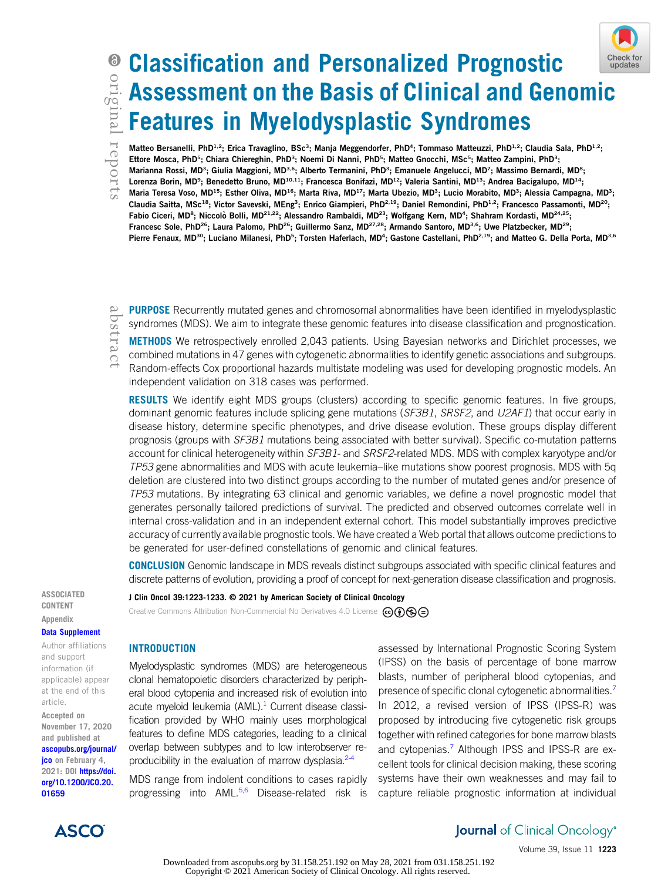# Classification and Personalized Prognostic Assessment on the Basis of Clinical and Genomic Features in Myelodysplastic Syndromes

Matteo Bersanelli, PhD[1,2]; Erica Travaglino, BSc[3]; Manja Meggendorfer, PhD[4]; Tommaso Matteuzzi, PhD[1,2]; Claudia Sala, PhD[1,2]; Ettore Mosca, PhD[5]; Chiara Chiereghin, PhD[3]; Noemi Di Nanni, PhD[5]; Matteo Gnocchi, MSc[5]; Matteo Zampini, PhD[3]; Marianna Rossi, MD[3]; Giulia Maggioni, MD[3,6]; Alberto Termanini, PhD[3]; Emanuele Angelucci, MD[7]; Massimo Bernardi, MD[8]; Lorenza Borin, MD[9]; Benedetto Bruno, MD[10,11]; Francesca Bonifazi, MD[12]; Valeria Santini, MD[13]; Andrea Bacigalupo, MD[14]; Maria Teresa Voso, MD[15]; Esther Oliva, MD[16]; Marta Riva, MD[17]; Marta Ubezio, MD[3]; Lucio Morabito, MD[3]; Alessia Campagna, MD[3]; Claudia Saitta, MSc[18]; Victor Savevski, MEng[3]; Enrico Giampieri, PhD[2,19]; Daniel Remondini, PhD[1,2]; Francesco Passamonti, MD[20]; Fabio Ciceri, MD[8]; Niccolò Bolli, MD[21,22]; Alessandro Rambaldi, MD[23]; Wolfgang Kern, MD[4]; Shahram Kordasti, MD[24,25]; Francesc Sole, PhD[26]; Laura Palomo, PhD[26]; Guillermo Sanz, MD[27,28]; Armando Santoro, MD[3,6]; Uwe Platzbecker, MD[29]; Pierre Fenaux, MD[30]; Luciano Milanesi, PhD[5]; Torsten Haferlach, MD[4]; Gastone Castellani, PhD[2,19]; and Matteo G. Della Porta, MD[3,6]

**PURPOSE** Recurrently mutated genes and chromosomal abnormalities have been identified in myelodysplastic syndromes (MDS). We aim to integrate these genomic features into disease classification and prognostication.

**METHODS** We retrospectively enrolled 2,043 patients. Using Bayesian networks and Dirichlet processes, we combined mutations in 47 genes with cytogenetic abnormalities to identify genetic associations and subgroups. Random-effects Cox proportional hazards multistate modeling was used for developing prognostic models. An independent validation on 318 cases was performed.

**RESULTS** We identify eight MDS groups (clusters) according to specific genomic features. In five groups, dominant genomic features include splicing gene mutations (*SF3B1*, *SRSF2*, and *U2AF1*) that occur early in disease history, determine specific phenotypes, and drive disease evolution. These groups display different prognosis (groups with *SF3B1* mutations being associated with better survival). Specific co-mutation patterns account for clinical heterogeneity within *SF3B1*- and *SRSF2*-related MDS. MDS with complex karyotype and/or *TP53* gene abnormalities and MDS with acute leukemia–like mutations show poorest prognosis. MDS with 5q deletion are clustered into two distinct groups according to the number of mutated genes and/or presence of *TP53* mutations. By integrating 63 clinical and genomic variables, we define a novel prognostic model that generates personally tailored predictions of survival. The predicted and observed outcomes correlate well in internal cross-validation and in an independent external cohort. This model substantially improves predictive accuracy of currently available prognostic tools. We have created a Web portal that allows outcome predictions to be generated for user-defined constellations of genomic and clinical features.

**CONCLUSION** Genomic landscape in MDS reveals distinct subgroups associated with specific clinical features and discrete patterns of evolution, providing a proof of concept for next-generation disease classification and prognosis.

J Clin Oncol 39:1223-1233. © 2021 by American Society of Clinical Oncology

Creative Commons Attribution Non-Commercial No Derivatives 4.0 License

ASSOCIATED CONTENT

Appendix

Data Supplement

Author affiliations and support information (if applicable) appear at the end of this article.

Accepted on November 17, 2020 and published at ascopubs.org/journal/jco on February 4, 2021: DOI https://doi.org/10.1200/JCO.20.01659

## INTRODUCTION

Myelodysplastic syndromes (MDS) are heterogeneous clonal hematopoietic disorders characterized by peripheral blood cytopenia and increased risk of evolution into acute myeloid leukemia (AML).[1] Current disease classification provided by WHO mainly uses morphological features to define MDS categories, leading to a clinical overlap between subtypes and to low interobserver reproducibility in the evaluation of marrow dysplasia.[2-4]

MDS range from indolent conditions to cases rapidly progressing into AML.[5,6] Disease-related risk is assessed by International Prognostic Scoring System (IPSS) on the basis of percentage of bone marrow blasts, number of peripheral blood cytopenias, and presence of specific clonal cytogenetic abnormalities.[7] In 2012, a revised version of IPSS (IPSS-R) was proposed by introducing five cytogenetic risk groups together with refined categories for bone marrow blasts and cytopenias.[7] Although IPSS and IPSS-R are excellent tools for clinical decision making, these scoring systems have their own weaknesses and may fail to capture reliable prognostic information at individual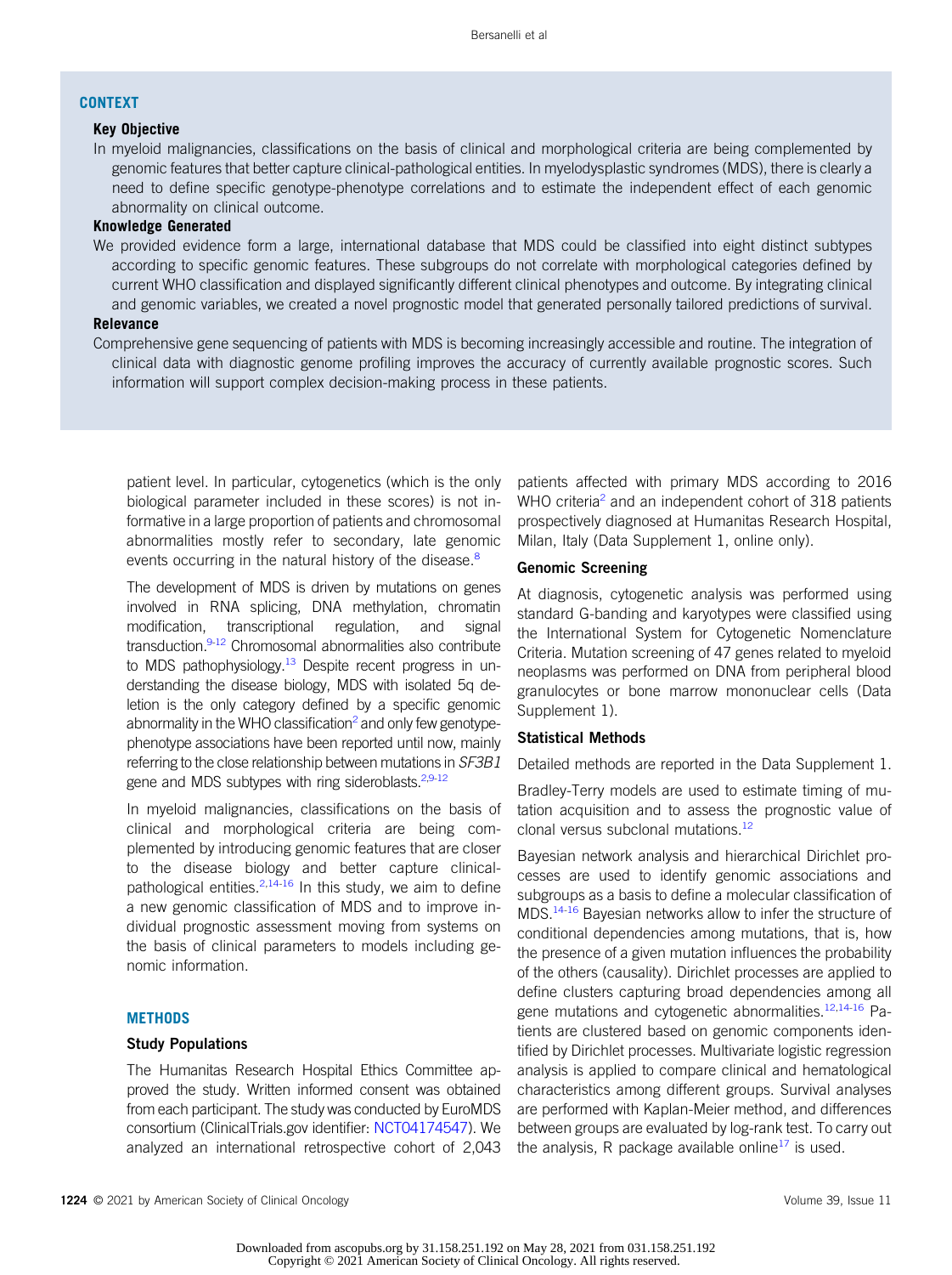## CONTEXT

**Key Objective**

In myeloid malignancies, classifications on the basis of clinical and morphological criteria are being complemented by genomic features that better capture clinical-pathological entities. In myelodysplastic syndromes (MDS), there is clearly a need to define specific genotype-phenotype correlations and to estimate the independent effect of each genomic abnormality on clinical outcome.

**Knowledge Generated**

We provided evidence form a large, international database that MDS could be classified into eight distinct subtypes according to specific genomic features. These subgroups do not correlate with morphological categories defined by current WHO classification and displayed significantly different clinical phenotypes and outcome. By integrating clinical and genomic variables, we created a novel prognostic model that generated personally tailored predictions of survival.

**Relevance**

Comprehensive gene sequencing of patients with MDS is becoming increasingly accessible and routine. The integration of clinical data with diagnostic genome profiling improves the accuracy of currently available prognostic scores. Such information will support complex decision-making process in these patients.

patient level. In particular, cytogenetics (which is the only biological parameter included in these scores) is not informative in a large proportion of patients and chromosomal abnormalities mostly refer to secondary, late genomic events occurring in the natural history of the disease.[8]

The development of MDS is driven by mutations on genes involved in RNA splicing, DNA methylation, chromatin modification, transcriptional regulation, and signal transduction.[9-12] Chromosomal abnormalities also contribute to MDS pathophysiology.[13] Despite recent progress in understanding the disease biology, MDS with isolated 5q deletion is the only category defined by a specific genomic abnormality in the WHO classification[2] and only few genotype-phenotype associations have been reported until now, mainly referring to the close relationship between mutations in *SF3B1* gene and MDS subtypes with ring sideroblasts.[2,9-12]

In myeloid malignancies, classifications on the basis of clinical and morphological criteria are being complemented by introducing genomic features that are closer to the disease biology and better capture clinical-pathological entities.[2,14-16] In this study, we aim to define a new genomic classification of MDS and to improve individual prognostic assessment moving from systems on the basis of clinical parameters to models including genomic information.

## METHODS

### Study Populations

The Humanitas Research Hospital Ethics Committee approved the study. Written informed consent was obtained from each participant. The study was conducted by EuroMDS consortium (ClinicalTrials.gov identifier: NCT04174547). We analyzed an international retrospective cohort of 2,043 patients affected with primary MDS according to 2016 WHO criteria[2] and an independent cohort of 318 patients prospectively diagnosed at Humanitas Research Hospital, Milan, Italy (Data Supplement 1, online only).

### Genomic Screening

At diagnosis, cytogenetic analysis was performed using standard G-banding and karyotypes were classified using the International System for Cytogenetic Nomenclature Criteria. Mutation screening of 47 genes related to myeloid neoplasms was performed on DNA from peripheral blood granulocytes or bone marrow mononuclear cells (Data Supplement 1).

### Statistical Methods

Detailed methods are reported in the Data Supplement 1.

Bradley-Terry models are used to estimate timing of mutation acquisition and to assess the prognostic value of clonal versus subclonal mutations.[12]

Bayesian network analysis and hierarchical Dirichlet processes are used to identify genomic associations and subgroups as a basis to define a molecular classification of MDS.[14-16] Bayesian networks allow to infer the structure of conditional dependencies among mutations, that is, how the presence of a given mutation influences the probability of the others (causality). Dirichlet processes are applied to define clusters capturing broad dependencies among all gene mutations and cytogenetic abnormalities.[12,14-16] Patients are clustered based on genomic components identified by Dirichlet processes. Multivariate logistic regression analysis is applied to compare clinical and hematological characteristics among different groups. Survival analyses are performed with Kaplan-Meier method, and differences between groups are evaluated by log-rank test. To carry out the analysis, R package available online[17] is used.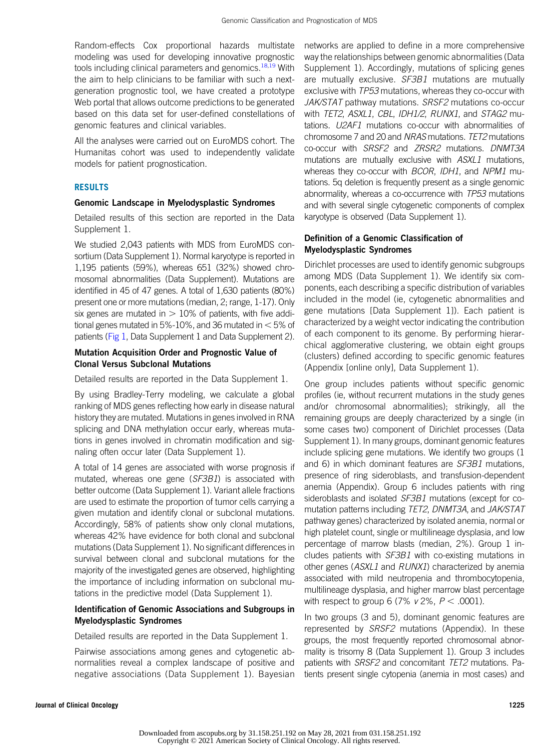Random-effects Cox proportional hazards multistate modeling was used for developing innovative prognostic tools including clinical parameters and genomics.[18,19] With the aim to help clinicians to be familiar with such a next-generation prognostic tool, we have created a prototype Web portal that allows outcome predictions to be generated based on this data set for user-defined constellations of genomic features and clinical variables.

All the analyses were carried out on EuroMDS cohort. The Humanitas cohort was used to independently validate models for patient prognostication.

## RESULTS

### Genomic Landscape in Myelodysplastic Syndromes

Detailed results of this section are reported in the Data Supplement 1.

We studied 2,043 patients with MDS from EuroMDS consortium (Data Supplement 1). Normal karyotype is reported in 1,195 patients (59%), whereas 651 (32%) showed chromosomal abnormalities (Data Supplement). Mutations are identified in 45 of 47 genes. A total of 1,630 patients (80%) present one or more mutations (median, 2; range, 1-17). Only six genes are mutated in > 10% of patients, with five additional genes mutated in 5%-10%, and 36 mutated in < 5% of patients (Fig 1, Data Supplement 1 and Data Supplement 2).

### Mutation Acquisition Order and Prognostic Value of Clonal Versus Subclonal Mutations

Detailed results are reported in the Data Supplement 1.

By using Bradley-Terry modeling, we calculate a global ranking of MDS genes reflecting how early in disease natural history they are mutated. Mutations in genes involved in RNA splicing and DNA methylation occur early, whereas mutations in genes involved in chromatin modification and signaling often occur later (Data Supplement 1).

A total of 14 genes are associated with worse prognosis if mutated, whereas one gene (*SF3B1*) is associated with better outcome (Data Supplement 1). Variant allele fractions are used to estimate the proportion of tumor cells carrying a given mutation and identify clonal or subclonal mutations. Accordingly, 58% of patients show only clonal mutations, whereas 42% have evidence for both clonal and subclonal mutations (Data Supplement 1). No significant differences in survival between clonal and subclonal mutations for the majority of the investigated genes are observed, highlighting the importance of including information on subclonal mutations in the predictive model (Data Supplement 1).

### Identification of Genomic Associations and Subgroups in Myelodysplastic Syndromes

Detailed results are reported in the Data Supplement 1.

Pairwise associations among genes and cytogenetic abnormalities reveal a complex landscape of positive and negative associations (Data Supplement 1). Bayesian networks are applied to define in a more comprehensive way the relationships between genomic abnormalities (Data Supplement 1). Accordingly, mutations of splicing genes are mutually exclusive. *SF3B1* mutations are mutually exclusive with *TP53* mutations, whereas they co-occur with *JAK/STAT* pathway mutations. *SRSF2* mutations co-occur with *TET2*, *ASXL1*, *CBL*, *IDH1/2*, *RUNX1*, and *STAG2* mutations. *U2AF1* mutations co-occur with abnormalities of chromosome 7 and 20 and *NRAS* mutations. *TET2* mutations co-occur with *SRSF2* and *ZRSR2* mutations. *DNMT3A* mutations are mutually exclusive with *ASXL1* mutations, whereas they co-occur with *BCOR*, *IDH1*, and *NPM1* mutations. 5q deletion is frequently present as a single genomic abnormality, whereas a co-occurrence with *TP53* mutations and with several single cytogenetic components of complex karyotype is observed (Data Supplement 1).

### Definition of a Genomic Classification of Myelodysplastic Syndromes

Dirichlet processes are used to identify genomic subgroups among MDS (Data Supplement 1). We identify six components, each describing a specific distribution of variables included in the model (ie, cytogenetic abnormalities and gene mutations [Data Supplement 1]). Each patient is characterized by a weight vector indicating the contribution of each component to its genome. By performing hierarchical agglomerative clustering, we obtain eight groups (clusters) defined according to specific genomic features (Appendix [online only], Data Supplement 1).

One group includes patients without specific genomic profiles (ie, without recurrent mutations in the study genes and/or chromosomal abnormalities); strikingly, all the remaining groups are deeply characterized by a single (in some cases two) component of Dirichlet processes (Data Supplement 1). In many groups, dominant genomic features include splicing gene mutations. We identify two groups (1 and 6) in which dominant features are *SF3B1* mutations, presence of ring sideroblasts, and transfusion-dependent anemia (Appendix). Group 6 includes patients with ring sideroblasts and isolated *SF3B1* mutations (except for co-mutation patterns including *TET2*, *DNMT3A*, and *JAK/STAT* pathway genes) characterized by isolated anemia, normal or high platelet count, single or multilineage dysplasia, and low percentage of marrow blasts (median, 2%). Group 1 includes patients with *SF3B1* with co-existing mutations in other genes (*ASXL1* and *RUNX1*) characterized by anemia associated with mild neutropenia and thrombocytopenia, multilineage dysplasia, and higher marrow blast percentage with respect to group 6 (7% *v* 2%, $P < .0001$).

In two groups (3 and 5), dominant genomic features are represented by *SRSF2* mutations (Appendix). In these groups, the most frequently reported chromosomal abnormality is trisomy 8 (Data Supplement 1). Group 3 includes patients with *SRSF2* and concomitant *TET2* mutations. Patients present single cytopenia (anemia in most cases) and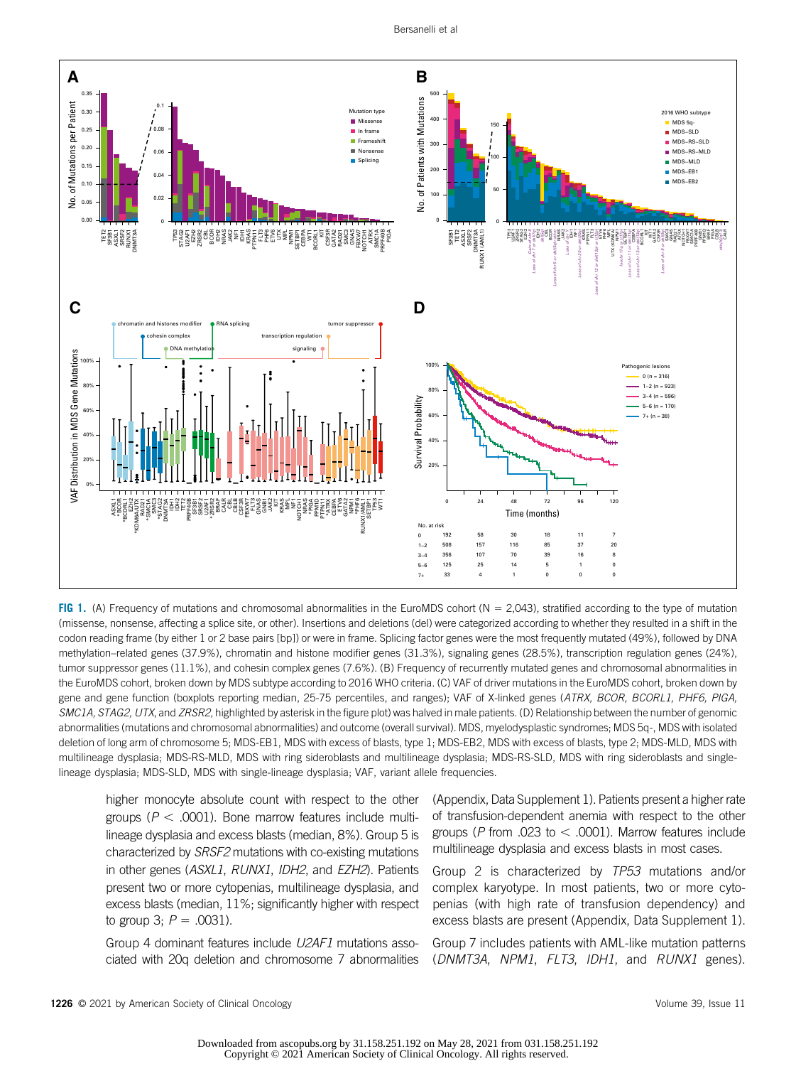FIG 1. (A) Frequency of mutations and chromosomal abnormalities in the EuroMDS cohort (N = 2,043), stratified according to the type of mutation (missense, nonsense, affecting a splice site, or other). Insertions and deletions (del) were categorized according to whether they resulted in a shift in the codon reading frame (by either 1 or 2 base pairs [bp]) or were in frame. Splicing factor genes were the most frequently mutated (49%), followed by DNA methylation–related genes (37.9%), chromatin and histone modifier genes (31.3%), signaling genes (28.5%), transcription regulation genes (24%), tumor suppressor genes (11.1%), and cohesin complex genes (7.6%). (B) Frequency of recurrently mutated genes and chromosomal abnormalities in the EuroMDS cohort, broken down by MDS subtype according to 2016 WHO criteria. (C) VAF of driver mutations in the EuroMDS cohort, broken down by gene and gene function (boxplots reporting median, 25-75 percentiles, and ranges); VAF of X-linked genes (*ATRX, BCOR, BCORL1, PHF6, PIGA, SMC1A, STAG2, UTX,* and *ZRSR2*, highlighted by asterisk in the figure plot) was halved in male patients. (D) Relationship between the number of genomic abnormalities (mutations and chromosomal abnormalities) and outcome (overall survival). MDS, myelodysplastic syndromes; MDS 5q-, MDS with isolated deletion of long arm of chromosome 5; MDS-EB1, MDS with excess of blasts, type 1; MDS-EB2, MDS with excess of blasts, type 2; MDS-MLD, MDS with multilineage dysplasia; MDS-RS-MLD, MDS with ring sideroblasts and multilineage dysplasia; MDS-RS-SLD, MDS with ring sideroblasts and single-lineage dysplasia; MDS-SLD, MDS with single-lineage dysplasia; VAF, variant allele frequencies.

higher monocyte absolute count with respect to the other groups ($P < .0001$). Bone marrow features include multilineage dysplasia and excess blasts (median, 8%). Group 5 is characterized by *SRSF2* mutations with co-existing mutations in other genes (*ASXL1*, *RUNX1*, *IDH2*, and *EZH2*). Patients present two or more cytopenias, multilineage dysplasia, and excess blasts (median, 11%; significantly higher with respect to group 3; $P = .0031$).

Group 4 dominant features include *U2AF1* mutations associated with 20q deletion and chromosome 7 abnormalities (Appendix, Data Supplement 1). Patients present a higher rate of transfusion-dependent anemia with respect to the other groups ($P$ from .023 to $< .0001$). Marrow features include multilineage dysplasia and excess blasts in most cases.

Group 2 is characterized by *TP53* mutations and/or complex karyotype. In most patients, two or more cytopenias (with high rate of transfusion dependency) and excess blasts are present (Appendix, Data Supplement 1).

Group 7 includes patients with AML-like mutation patterns (*DNMT3A*, *NPM1*, *FLT3*, *IDH1*, and *RUNX1* genes).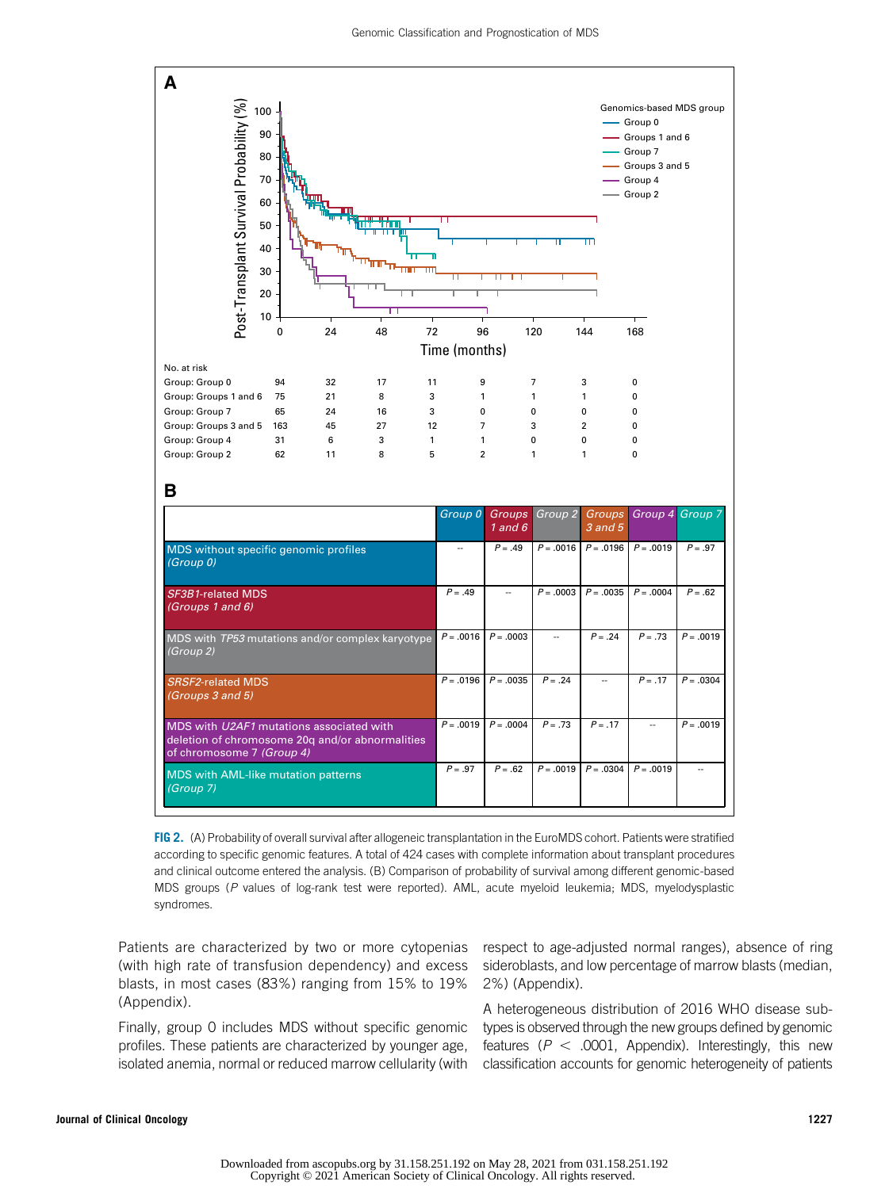**A**

| No. at risk | 0 | 24 | 48 | 72 | 96 | 120 | 144 | 168 |
|---|---|---|---|---|---|---|---|---|
| Group: Group 0 | 94 | 32 | 17 | 11 | 9 | 7 | 3 | 0 |
| Group: Groups 1 and 6 | 75 | 21 | 8 | 3 | 1 | 1 | 1 | 0 |
| Group: Group 7 | 65 | 24 | 16 | 3 | 0 | 0 | 0 | 0 |
| Group: Groups 3 and 5 | 163 | 45 | 27 | 12 | 7 | 3 | 2 | 0 |
| Group: Group 4 | 31 | 6 | 3 | 1 | 1 | 0 | 0 | 0 |
| Group: Group 2 | 62 | 11 | 8 | 5 | 2 | 1 | 1 | 0 |

**B**

| | Group 0 | Groups 1 and 6 | Group 2 | Groups 3 and 5 | Group 4 | Group 7 |
|---|---|---|---|---|---|---|
| MDS without specific genomic profiles *(Group 0)* | -- | $P = .49$ | $P = .0016$ | $P = .0196$ | $P = .0019$ | $P = .97$ |
| *SF3B1*-related MDS *(Groups 1 and 6)* | $P = .49$ | -- | $P = .0003$ | $P = .0035$ | $P = .0004$ | $P = .62$ |
| MDS with *TP53* mutations and/or complex karyotype *(Group 2)* | $P = .0016$ | $P = .0003$ | -- | $P = .24$ | $P = .73$ | $P = .0019$ |
| *SRSF2*-related MDS *(Groups 3 and 5)* | $P = .0196$ | $P = .0035$ | $P = .24$ | -- | $P = .17$ | $P = .0304$ |
| MDS with *U2AF1* mutations associated with deletion of chromosome 20q and/or abnormalities of chromosome 7 *(Group 4)* | $P = .0019$ | $P = .0004$ | $P = .73$ | $P = .17$ | -- | $P = .0019$ |
| MDS with AML-like mutation patterns *(Group 7)* | $P = .97$ | $P = .62$ | $P = .0019$ | $P = .0304$ | $P = .0019$ | -- |

**FIG 2.** (A) Probability of overall survival after allogeneic transplantation in the EuroMDS cohort. Patients were stratified according to specific genomic features. A total of 424 cases with complete information about transplant procedures and clinical outcome entered the analysis. (B) Comparison of probability of survival among different genomic-based MDS groups (*P* values of log-rank test were reported). AML, acute myeloid leukemia; MDS, myelodysplastic syndromes.

Patients are characterized by two or more cytopenias (with high rate of transfusion dependency) and excess blasts, in most cases (83%) ranging from 15% to 19% (Appendix).

Finally, group 0 includes MDS without specific genomic profiles. These patients are characterized by younger age, isolated anemia, normal or reduced marrow cellularity (with respect to age-adjusted normal ranges), absence of ring sideroblasts, and low percentage of marrow blasts (median, 2%) (Appendix).

A heterogeneous distribution of 2016 WHO disease subtypes is observed through the new groups defined by genomic features ($P < .0001$, Appendix). Interestingly, this new classification accounts for genomic heterogeneity of patients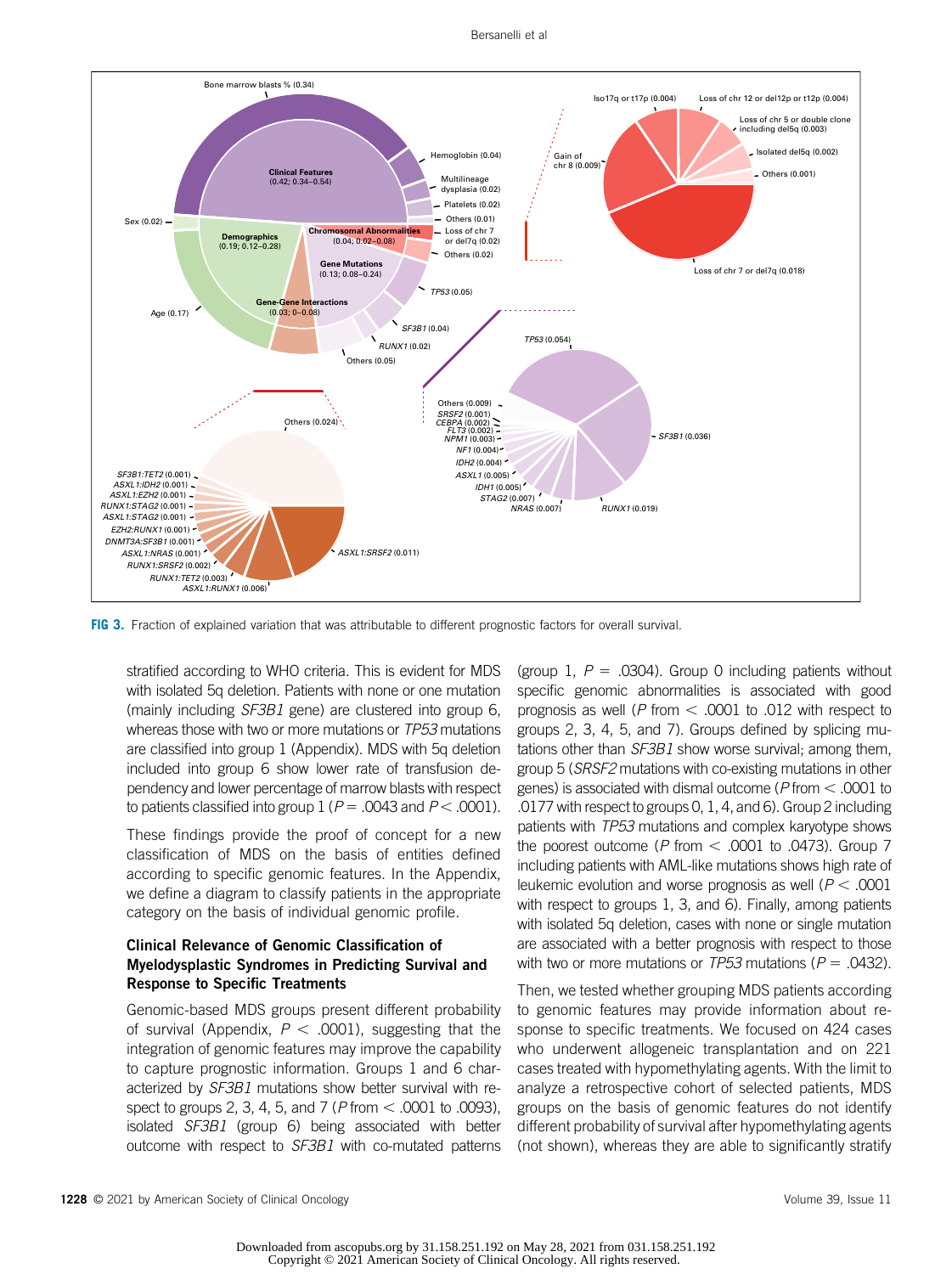FIG 3. Fraction of explained variation that was attributable to different prognostic factors for overall survival.

stratified according to WHO criteria. This is evident for MDS with isolated 5q deletion. Patients with none or one mutation (mainly including *SF3B1* gene) are clustered into group 6, whereas those with two or more mutations or *TP53* mutations are classified into group 1 (Appendix). MDS with 5q deletion included into group 6 show lower rate of transfusion dependency and lower percentage of marrow blasts with respect to patients classified into group 1 ($P = .0043$ and $P < .0001$).

These findings provide the proof of concept for a new classification of MDS on the basis of entities defined according to specific genomic features. In the Appendix, we define a diagram to classify patients in the appropriate category on the basis of individual genomic profile.

### Clinical Relevance of Genomic Classification of Myelodysplastic Syndromes in Predicting Survival and Response to Specific Treatments

Genomic-based MDS groups present different probability of survival (Appendix, $P < .0001$), suggesting that the integration of genomic features may improve the capability to capture prognostic information. Groups 1 and 6 characterized by *SF3B1* mutations show better survival with respect to groups 2, 3, 4, 5, and 7 ($P$ from $< .0001$ to $.0093$), isolated *SF3B1* (group 6) being associated with better outcome with respect to *SF3B1* with co-mutated patterns (group 1, $P = .0304$). Group 0 including patients without specific genomic abnormalities is associated with good prognosis as well ($P$ from $< .0001$ to $.012$ with respect to groups 2, 3, 4, 5, and 7). Groups defined by splicing mutations other than *SF3B1* show worse survival; among them, group 5 (*SRSF2* mutations with co-existing mutations in other genes) is associated with dismal outcome ($P < .0001$ to $.0177$ with respect to groups 0, 1, 4, and 6). Group 2 including patients with *TP53* mutations and complex karyotype shows the poorest outcome ($P$ from $< .0001$ to $.0473$). Group 7 including patients with AML-like mutations shows high rate of leukemic evolution and worse prognosis as well ($P < .0001$ with respect to groups 1, 3, and 6). Finally, among patients with isolated 5q deletion, cases with none or single mutation are associated with a better prognosis with respect to those with two or more mutations or *TP53* mutations ($P = .0432$).

Then, we tested whether grouping MDS patients according to genomic features may provide information about response to specific treatments. We focused on 424 cases who underwent allogeneic transplantation and on 221 cases treated with hypomethylating agents. With the limit to analyze a retrospective cohort of selected patients, MDS groups on the basis of genomic features do not identify different probability of survival after hypomethylating agents (not shown), whereas they are able to significantly stratify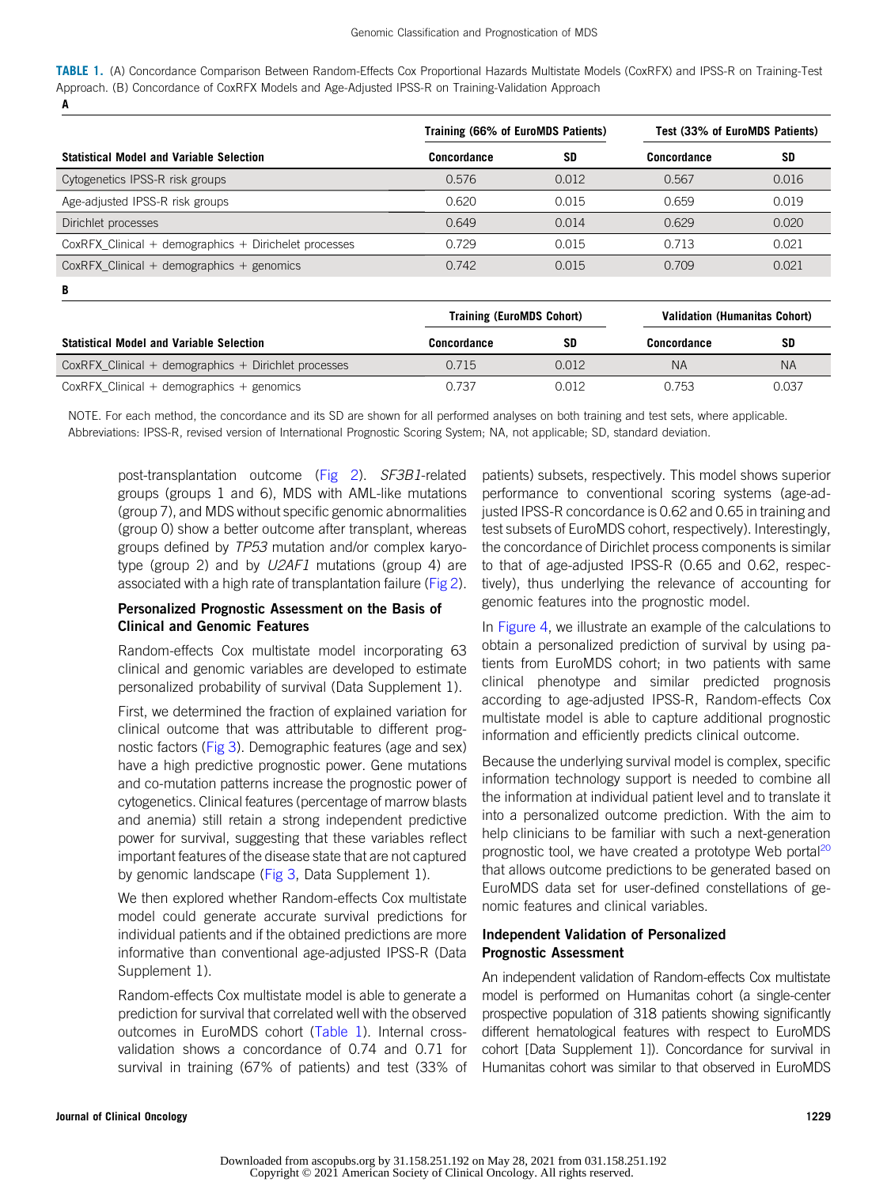**TABLE 1.** (A) Concordance Comparison Between Random-Effects Cox Proportional Hazards Multistate Models (CoxRFX) and IPSS-R on Training-Test Approach. (B) Concordance of CoxRFX Models and Age-Adjusted IPSS-R on Training-Validation Approach

**A**

| Statistical Model and Variable Selection | Training (66% of EuroMDS Patients) | | Test (33% of EuroMDS Patients) | |
|---|---|---|---|---|
| | Concordance | SD | Concordance | SD |
| Cytogenetics IPSS-R risk groups | 0.576 | 0.012 | 0.567 | 0.016 |
| Age-adjusted IPSS-R risk groups | 0.620 | 0.015 | 0.659 | 0.019 |
| Dirichlet processes | 0.649 | 0.014 | 0.629 | 0.020 |
| CoxRFX_Clinical + demographics + Dirichelet processes | 0.729 | 0.015 | 0.713 | 0.021 |
| CoxRFX_Clinical + demographics + genomics | 0.742 | 0.015 | 0.709 | 0.021 |

**B**

| Statistical Model and Variable Selection | Training (EuroMDS Cohort) | | Validation (Humanitas Cohort) | |
|---|---|---|---|---|
| | Concordance | SD | Concordance | SD |
| CoxRFX_Clinical + demographics + Dirichlet processes | 0.715 | 0.012 | NA | NA |
| CoxRFX_Clinical + demographics + genomics | 0.737 | 0.012 | 0.753 | 0.037 |

NOTE. For each method, the concordance and its SD are shown for all performed analyses on both training and test sets, where applicable.
Abbreviations: IPSS-R, revised version of International Prognostic Scoring System; NA, not applicable; SD, standard deviation.

post-transplantation outcome (Fig 2). *SF3B1*-related groups (groups 1 and 6), MDS with AML-like mutations (group 7), and MDS without specific genomic abnormalities (group 0) show a better outcome after transplant, whereas groups defined by *TP53* mutation and/or complex karyotype (group 2) and by *U2AF1* mutations (group 4) are associated with a high rate of transplantation failure (Fig 2).

### Personalized Prognostic Assessment on the Basis of Clinical and Genomic Features

Random-effects Cox multistate model incorporating 63 clinical and genomic variables are developed to estimate personalized probability of survival (Data Supplement 1).

First, we determined the fraction of explained variation for clinical outcome that was attributable to different prognostic factors (Fig 3). Demographic features (age and sex) have a high predictive prognostic power. Gene mutations and co-mutation patterns increase the prognostic power of cytogenetics. Clinical features (percentage of marrow blasts and anemia) still retain a strong independent predictive power for survival, suggesting that these variables reflect important features of the disease state that are not captured by genomic landscape (Fig 3, Data Supplement 1).

We then explored whether Random-effects Cox multistate model could generate accurate survival predictions for individual patients and if the obtained predictions are more informative than conventional age-adjusted IPSS-R (Data Supplement 1).

Random-effects Cox multistate model is able to generate a prediction for survival that correlated well with the observed outcomes in EuroMDS cohort (Table 1). Internal cross-validation shows a concordance of 0.74 and 0.71 for survival in training (67% of patients) and test (33% of patients) subsets, respectively. This model shows superior performance to conventional scoring systems (age-adjusted IPSS-R concordance is 0.62 and 0.65 in training and test subsets of EuroMDS cohort, respectively). Interestingly, the concordance of Dirichlet process components is similar to that of age-adjusted IPSS-R (0.65 and 0.62, respectively), thus underlying the relevance of accounting for genomic features into the prognostic model.

In Figure 4, we illustrate an example of the calculations to obtain a personalized prediction of survival by using patients from EuroMDS cohort; in two patients with same clinical phenotype and similar predicted prognosis according to age-adjusted IPSS-R, Random-effects Cox multistate model is able to capture additional prognostic information and efficiently predicts clinical outcome.

Because the underlying survival model is complex, specific information technology support is needed to combine all the information at individual patient level and to translate it into a personalized outcome prediction. With the aim to help clinicians to be familiar with such a next-generation prognostic tool, we have created a prototype Web portal[20] that allows outcome predictions to be generated based on EuroMDS data set for user-defined constellations of genomic features and clinical variables.

### Independent Validation of Personalized Prognostic Assessment

An independent validation of Random-effects Cox multistate model is performed on Humanitas cohort (a single-center prospective population of 318 patients showing significantly different hematological features with respect to EuroMDS cohort [Data Supplement 1]). Concordance for survival in Humanitas cohort was similar to that observed in EuroMDS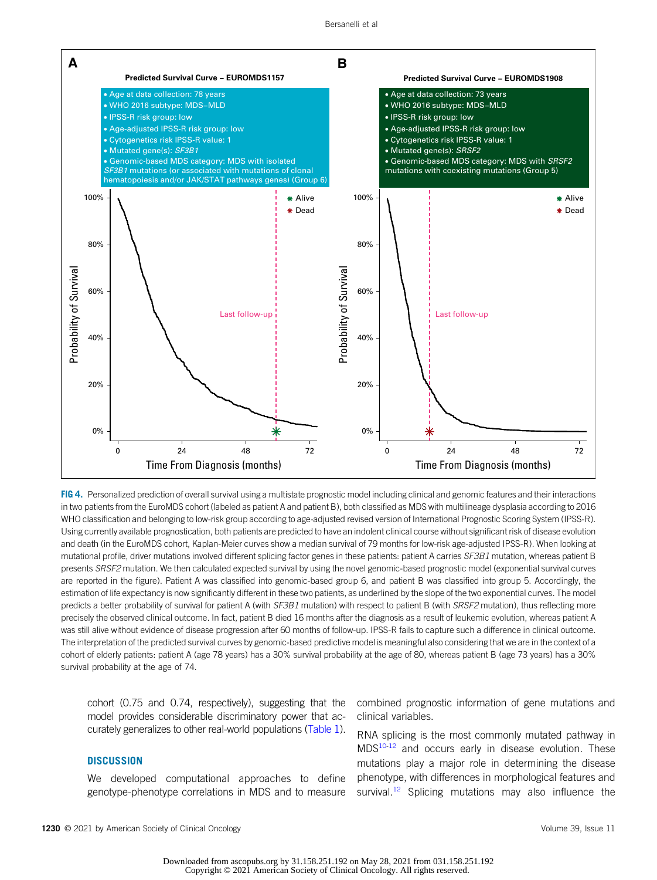**FIG 4.** Personalized prediction of overall survival using a multistate prognostic model including clinical and genomic features and their interactions in two patients from the EuroMDS cohort (labeled as patient A and patient B), both classified as MDS with multilineage dysplasia according to 2016 WHO classification and belonging to low-risk group according to age-adjusted revised version of International Prognostic Scoring System (IPSS-R). Using currently available prognostication, both patients are predicted to have an indolent clinical course without significant risk of disease evolution and death (in the EuroMDS cohort, Kaplan-Meier curves show a median survival of 79 months for low-risk age-adjusted IPSS-R). When looking at mutational profile, driver mutations involved different splicing factor genes in these patients: patient A carries *SF3B1* mutation, whereas patient B presents *SRSF2* mutation. We then calculated expected survival by using the novel genomic-based prognostic model (exponential survival curves are reported in the figure). Patient A was classified into genomic-based group 6, and patient B was classified into group 5. Accordingly, the estimation of life expectancy is now significantly different in these two patients, as underlined by the slope of the two exponential curves. The model predicts a better probability of survival for patient A (with *SF3B1* mutation) with respect to patient B (with *SRSF2* mutation), thus reflecting more precisely the observed clinical outcome. In fact, patient B died 16 months after the diagnosis as a result of leukemic evolution, whereas patient A was still alive without evidence of disease progression after 60 months of follow-up. IPSS-R fails to capture such a difference in clinical outcome. The interpretation of the predicted survival curves by genomic-based predictive model is meaningful also considering that we are in the context of a cohort of elderly patients: patient A (age 78 years) has a 30% survival probability at the age of 80, whereas patient B (age 73 years) has a 30% survival probability at the age of 74.

cohort (0.75 and 0.74, respectively), suggesting that the model provides considerable discriminatory power that accurately generalizes to other real-world populations (Table 1).

## DISCUSSION

We developed computational approaches to define genotype-phenotype correlations in MDS and to measure combined prognostic information of gene mutations and clinical variables.

RNA splicing is the most commonly mutated pathway in MDS[10-12] and occurs early in disease evolution. These mutations play a major role in determining the disease phenotype, with differences in morphological features and survival.[12] Splicing mutations may also influence the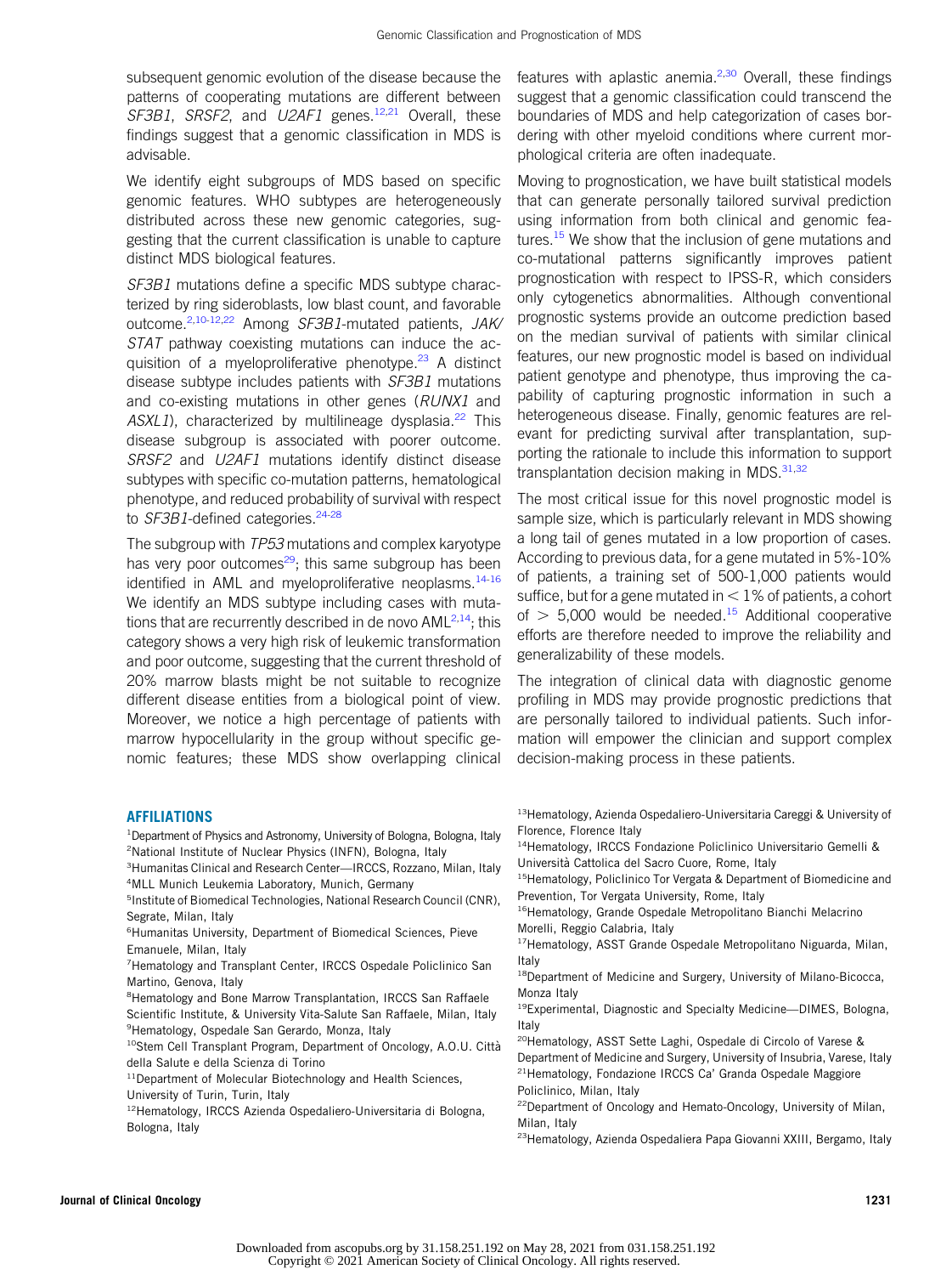subsequent genomic evolution of the disease because the patterns of cooperating mutations are different between *SF3B1*, *SRSF2*, and *U2AF1* genes.[12,21] Overall, these findings suggest that a genomic classification in MDS is advisable.

We identify eight subgroups of MDS based on specific genomic features. WHO subtypes are heterogeneously distributed across these new genomic categories, suggesting that the current classification is unable to capture distinct MDS biological features.

*SF3B1* mutations define a specific MDS subtype characterized by ring sideroblasts, low blast count, and favorable outcome.[2,10-12,22] Among *SF3B1*-mutated patients, *JAK/STAT* pathway coexisting mutations can induce the acquisition of a myeloproliferative phenotype.[23] A distinct disease subtype includes patients with *SF3B1* mutations and co-existing mutations in other genes (*RUNX1* and *ASXL1*), characterized by multilineage dysplasia.[22] This disease subgroup is associated with poorer outcome. *SRSF2* and *U2AF1* mutations identify distinct disease subtypes with specific co-mutation patterns, hematological phenotype, and reduced probability of survival with respect to *SF3B1*-defined categories.[24-28]

The subgroup with *TP53* mutations and complex karyotype has very poor outcomes[29]; this same subgroup has been identified in AML and myeloproliferative neoplasms.[14-16] We identify an MDS subtype including cases with mutations that are recurrently described in de novo AML[2,14]; this category shows a very high risk of leukemic transformation and poor outcome, suggesting that the current threshold of 20% marrow blasts might be not suitable to recognize different disease entities from a biological point of view. Moreover, we notice a high percentage of patients with marrow hypocellularity in the group without specific genomic features; these MDS show overlapping clinical features with aplastic anemia.[2,30] Overall, these findings suggest that a genomic classification could transcend the boundaries of MDS and help categorization of cases bordering with other myeloid conditions where current morphological criteria are often inadequate.

Moving to prognostication, we have built statistical models that can generate personally tailored survival prediction using information from both clinical and genomic features.[15] We show that the inclusion of gene mutations and co-mutational patterns significantly improves patient prognostication with respect to IPSS-R, which considers only cytogenetics abnormalities. Although conventional prognostic systems provide an outcome prediction based on the median survival of patients with similar clinical features, our new prognostic model is based on individual patient genotype and phenotype, thus improving the capability of capturing prognostic information in such a heterogeneous disease. Finally, genomic features are relevant for predicting survival after transplantation, supporting the rationale to include this information to support transplantation decision making in MDS.[31,32]

The most critical issue for this novel prognostic model is sample size, which is particularly relevant in MDS showing a long tail of genes mutated in a low proportion of cases. According to previous data, for a gene mutated in 5%-10% of patients, a training set of 500-1,000 patients would suffice, but for a gene mutated in < 1% of patients, a cohort of > 5,000 would be needed.[15] Additional cooperative efforts are therefore needed to improve the reliability and generalizability of these models.

The integration of clinical data with diagnostic genome profiling in MDS may provide prognostic predictions that are personally tailored to individual patients. Such information will empower the clinician and support complex decision-making process in these patients.

## AFFILIATIONS

[1]Department of Physics and Astronomy, University of Bologna, Bologna, Italy
[2]National Institute of Nuclear Physics (INFN), Bologna, Italy
[3]Humanitas Clinical and Research Center—IRCCS, Rozzano, Milan, Italy
[4]MLL Munich Leukemia Laboratory, Munich, Germany
[5]Institute of Biomedical Technologies, National Research Council (CNR), Segrate, Milan, Italy
[6]Humanitas University, Department of Biomedical Sciences, Pieve Emanuele, Milan, Italy
[7]Hematology and Transplant Center, IRCCS Ospedale Policlinico San Martino, Genova, Italy
[8]Hematology and Bone Marrow Transplantation, IRCCS San Raffaele Scientific Institute, & University Vita-Salute San Raffaele, Milan, Italy
[9]Hematology, Ospedale San Gerardo, Monza, Italy
[10]Stem Cell Transplant Program, Department of Oncology, A.O.U. Città della Salute e della Scienza di Torino
[11]Department of Molecular Biotechnology and Health Sciences, University of Turin, Turin, Italy
[12]Hematology, IRCCS Azienda Ospedaliero-Universitaria di Bologna, Bologna, Italy
[13]Hematology, Azienda Ospedaliero-Universitaria Careggi & University of Florence, Florence Italy
[14]Hematology, IRCCS Fondazione Policlinico Universitario Gemelli & Università Cattolica del Sacro Cuore, Rome, Italy
[15]Hematology, Policlinico Tor Vergata & Department of Biomedicine and Prevention, Tor Vergata University, Rome, Italy
[16]Hematology, Grande Ospedale Metropolitano Bianchi Melacrino Morelli, Reggio Calabria, Italy
[17]Hematology, ASST Grande Ospedale Metropolitano Niguarda, Milan, Italy
[18]Department of Medicine and Surgery, University of Milano-Bicocca, Monza Italy
[19]Experimental, Diagnostic and Specialty Medicine—DIMES, Bologna, Italy
[20]Hematology, ASST Sette Laghi, Ospedale di Circolo of Varese & Department of Medicine and Surgery, University of Insubria, Varese, Italy
[21]Hematology, Fondazione IRCCS Ca' Granda Ospedale Maggiore Policlinico, Milan, Italy
[22]Department of Oncology and Hemato-Oncology, University of Milan, Milan, Italy
[23]Hematology, Azienda Ospedaliera Papa Giovanni XXIII, Bergamo, Italy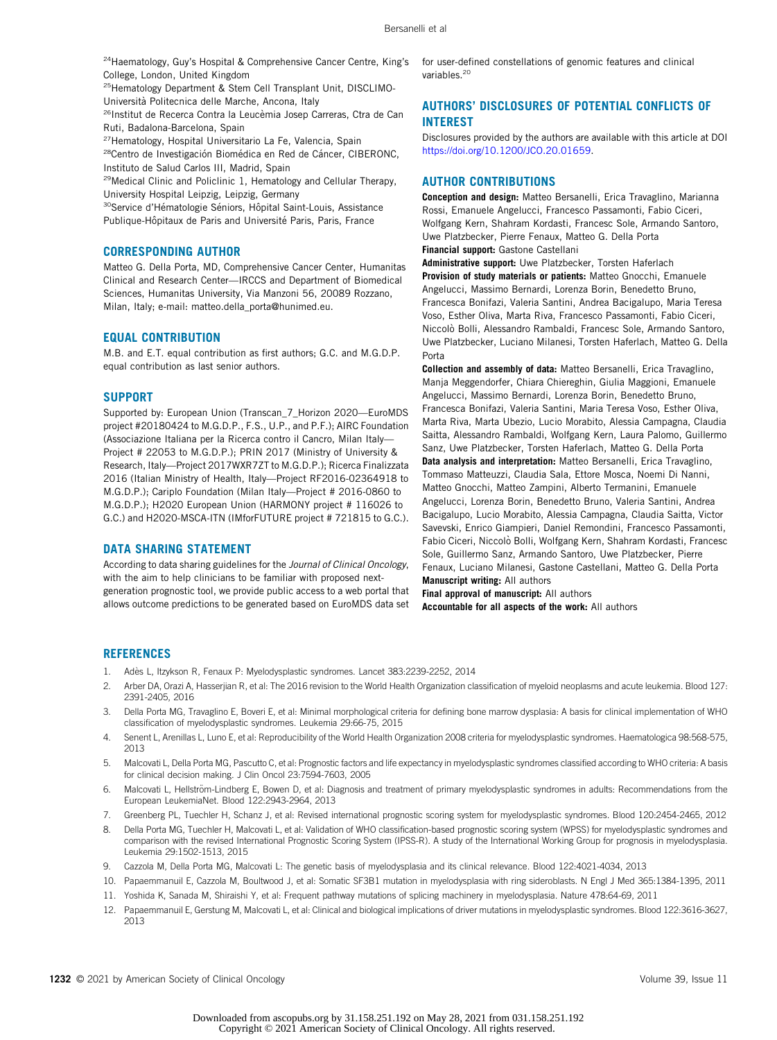[24]Haematology, Guy's Hospital & Comprehensive Cancer Centre, King's College, London, United Kingdom
[25]Hematology Department & Stem Cell Transplant Unit, DISCLIMO-Università Politecnica delle Marche, Ancona, Italy
[26]Institut de Recerca Contra la Leucèmia Josep Carreras, Ctra de Can Ruti, Badalona-Barcelona, Spain
[27]Hematology, Hospital Universitario La Fe, Valencia, Spain
[28]Centro de Investigación Biomédica en Red de Cáncer, CIBERONC, Instituto de Salud Carlos III, Madrid, Spain
[29]Medical Clinic and Policlinic 1, Hematology and Cellular Therapy, University Hospital Leipzig, Leipzig, Germany
[30]Service d'Hématologie Séniors, Hôpital Saint-Louis, Assistance Publique-Hôpitaux de Paris and Université Paris, Paris, France

## CORRESPONDING AUTHOR

Matteo G. Della Porta, MD, Comprehensive Cancer Center, Humanitas Clinical and Research Center—IRCCS and Department of Biomedical Sciences, Humanitas University, Via Manzoni 56, 20089 Rozzano, Milan, Italy; e-mail: matteo.della_porta@hunimed.eu.

## EQUAL CONTRIBUTION

M.B. and E.T. equal contribution as first authors; G.C. and M.G.D.P. equal contribution as last senior authors.

## SUPPORT

Supported by: European Union (Transcan_7_Horizon 2020—EuroMDS project #20180424 to M.G.D.P., F.S., U.P., and P.F.); AIRC Foundation (Associazione Italiana per la Ricerca contro il Cancro, Milan Italy—Project # 22053 to M.G.D.P.); PRIN 2017 (Ministry of University & Research, Italy—Project 2017WXR7ZT to M.G.D.P.); Ricerca Finalizzata 2016 (Italian Ministry of Health, Italy—Project RF2016-02364918 to M.G.D.P.); Cariplo Foundation (Milan Italy—Project # 2016-0860 to M.G.D.P.); H2020 European Union (HARMONY project # 116026 to G.C.) and H2020-MSCA-ITN (IMforFUTURE project # 721815 to G.C.).

## DATA SHARING STATEMENT

According to data sharing guidelines for the *Journal of Clinical Oncology*, with the aim to help clinicians to be familiar with proposed next-generation prognostic tool, we provide public access to a web portal that allows outcome predictions to be generated based on EuroMDS data set for user-defined constellations of genomic features and clinical variables.[20]

## AUTHORS' DISCLOSURES OF POTENTIAL CONFLICTS OF INTEREST

Disclosures provided by the authors are available with this article at DOI https://doi.org/10.1200/JCO.20.01659.

## AUTHOR CONTRIBUTIONS

**Conception and design:** Matteo Bersanelli, Erica Travaglino, Marianna Rossi, Emanuele Angelucci, Francesco Passamonti, Fabio Ciceri, Wolfgang Kern, Shahram Kordasti, Francesc Sole, Armando Santoro, Uwe Platzbecker, Pierre Fenaux, Matteo G. Della Porta
**Financial support:** Gastone Castellani
**Administrative support:** Uwe Platzbecker, Torsten Haferlach
**Provision of study materials or patients:** Matteo Gnocchi, Emanuele Angelucci, Massimo Bernardi, Lorenza Borin, Benedetto Bruno, Francesca Bonifazi, Valeria Santini, Andrea Bacigalupo, Maria Teresa Voso, Esther Oliva, Marta Riva, Francesco Passamonti, Fabio Ciceri, Niccolò Bolli, Alessandro Rambaldi, Francesc Sole, Armando Santoro, Uwe Platzbecker, Luciano Milanesi, Torsten Haferlach, Matteo G. Della Porta
**Collection and assembly of data:** Matteo Bersanelli, Erica Travaglino, Manja Meggendorfer, Chiara Chiereghin, Giulia Maggioni, Emanuele Angelucci, Massimo Bernardi, Lorenza Borin, Benedetto Bruno, Francesca Bonifazi, Valeria Santini, Maria Teresa Voso, Esther Oliva, Marta Riva, Marta Ubezio, Lucio Morabito, Alessia Campagna, Claudia Saitta, Alessandro Rambaldi, Wolfgang Kern, Laura Palomo, Guillermo Sanz, Uwe Platzbecker, Torsten Haferlach, Matteo G. Della Porta
**Data analysis and interpretation:** Matteo Bersanelli, Erica Travaglino, Tommaso Matteuzzi, Claudia Sala, Ettore Mosca, Noemi Di Nanni, Matteo Gnocchi, Matteo Zampini, Alberto Termanini, Emanuele Angelucci, Lorenza Borin, Benedetto Bruno, Valeria Santini, Andrea Bacigalupo, Lucio Morabito, Alessia Campagna, Claudia Saitta, Victor Savevski, Enrico Giampieri, Daniel Remondini, Francesco Passamonti, Fabio Ciceri, Niccolò Bolli, Wolfgang Kern, Shahram Kordasti, Francesc Sole, Guillermo Sanz, Armando Santoro, Uwe Platzbecker, Pierre Fenaux, Luciano Milanesi, Gastone Castellani, Matteo G. Della Porta
**Manuscript writing:** All authors
**Final approval of manuscript:** All authors
**Accountable for all aspects of the work:** All authors

## REFERENCES

1. Adès L, Itzykson R, Fenaux P: Myelodysplastic syndromes. Lancet 383:2239-2252, 2014
2. Arber DA, Orazi A, Hasserjian R, et al: The 2016 revision to the World Health Organization classification of myeloid neoplasms and acute leukemia. Blood 127: 2391-2405, 2016
3. Della Porta MG, Travaglino E, Boveri E, et al: Minimal morphological criteria for defining bone marrow dysplasia: A basis for clinical implementation of WHO classification of myelodysplastic syndromes. Leukemia 29:66-75, 2015
4. Senent L, Arenillas L, Luno E, et al: Reproducibility of the World Health Organization 2008 criteria for myelodysplastic syndromes. Haematologica 98:568-575, 2013
5. Malcovati L, Della Porta MG, Pascutto C, et al: Prognostic factors and life expectancy in myelodysplastic syndromes classified according to WHO criteria: A basis for clinical decision making. J Clin Oncol 23:7594-7603, 2005
6. Malcovati L, Hellström-Lindberg E, Bowen D, et al: Diagnosis and treatment of primary myelodysplastic syndromes in adults: Recommendations from the European LeukemiaNet. Blood 122:2943-2964, 2013
7. Greenberg PL, Tuechler H, Schanz J, et al: Revised international prognostic scoring system for myelodysplastic syndromes. Blood 120:2454-2465, 2012
8. Della Porta MG, Tuechler H, Malcovati L, et al: Validation of WHO classification-based prognostic scoring system (WPSS) for myelodysplastic syndromes and comparison with the revised International Prognostic Scoring System (IPSS-R). A study of the International Working Group for prognosis in myelodysplasia. Leukemia 29:1502-1513, 2015
9. Cazzola M, Della Porta MG, Malcovati L: The genetic basis of myelodysplasia and its clinical relevance. Blood 122:4021-4034, 2013
10. Papaemmanuil E, Cazzola M, Boultwood J, et al: Somatic SF3B1 mutation in myelodysplasia with ring sideroblasts. N Engl J Med 365:1384-1395, 2011
11. Yoshida K, Sanada M, Shiraishi Y, et al: Frequent pathway mutations of splicing machinery in myelodysplasia. Nature 478:64-69, 2011
12. Papaemmanuil E, Gerstung M, Malcovati L, et al: Clinical and biological implications of driver mutations in myelodysplastic syndromes. Blood 122:3616-3627, 2013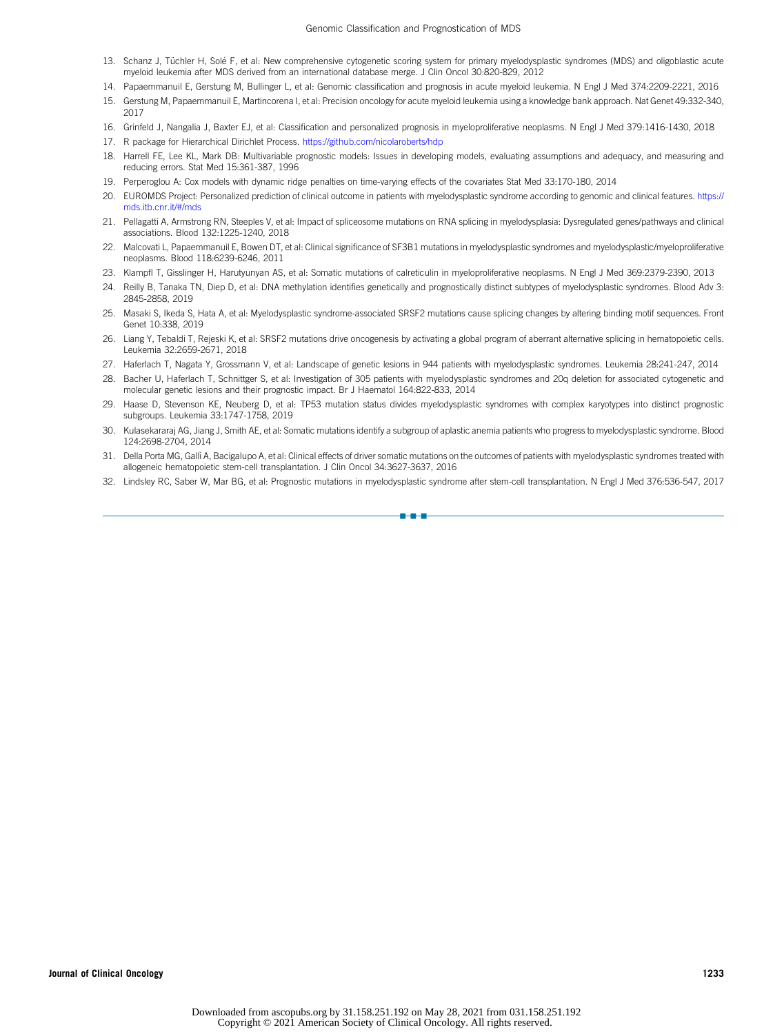13. Schanz J, Tüchler H, Solé F, et al: New comprehensive cytogenetic scoring system for primary myelodysplastic syndromes (MDS) and oligoblastic acute myeloid leukemia after MDS derived from an international database merge. J Clin Oncol 30:820-829, 2012
14. Papaemmanuil E, Gerstung M, Bullinger L, et al: Genomic classification and prognosis in acute myeloid leukemia. N Engl J Med 374:2209-2221, 2016
15. Gerstung M, Papaemmanuil E, Martincorena I, et al: Precision oncology for acute myeloid leukemia using a knowledge bank approach. Nat Genet 49:332-340, 2017
16. Grinfeld J, Nangalia J, Baxter EJ, et al: Classification and personalized prognosis in myeloproliferative neoplasms. N Engl J Med 379:1416-1430, 2018
17. R package for Hierarchical Dirichlet Process. https://github.com/nicolaroberts/hdp
18. Harrell FE, Lee KL, Mark DB: Multivariable prognostic models: Issues in developing models, evaluating assumptions and adequacy, and measuring and reducing errors. Stat Med 15:361-387, 1996
19. Perperoglou A: Cox models with dynamic ridge penalties on time-varying effects of the covariates Stat Med 33:170-180, 2014
20. EUROMDS Project: Personalized prediction of clinical outcome in patients with myelodysplastic syndrome according to genomic and clinical features. https://mds.itb.cnr.it/#/mds
21. Pellagatti A, Armstrong RN, Steeples V, et al: Impact of spliceosome mutations on RNA splicing in myelodysplasia: Dysregulated genes/pathways and clinical associations. Blood 132:1225-1240, 2018
22. Malcovati L, Papaemmanuil E, Bowen DT, et al: Clinical significance of SF3B1 mutations in myelodysplastic syndromes and myelodysplastic/myeloproliferative neoplasms. Blood 118:6239-6246, 2011
23. Klampfl T, Gisslinger H, Harutyunyan AS, et al: Somatic mutations of calreticulin in myeloproliferative neoplasms. N Engl J Med 369:2379-2390, 2013
24. Reilly B, Tanaka TN, Diep D, et al: DNA methylation identifies genetically and prognostically distinct subtypes of myelodysplastic syndromes. Blood Adv 3:2845-2858, 2019
25. Masaki S, Ikeda S, Hata A, et al: Myelodysplastic syndrome-associated SRSF2 mutations cause splicing changes by altering binding motif sequences. Front Genet 10:338, 2019
26. Liang Y, Tebaldi T, Rejeski K, et al: SRSF2 mutations drive oncogenesis by activating a global program of aberrant alternative splicing in hematopoietic cells. Leukemia 32:2659-2671, 2018
27. Haferlach T, Nagata Y, Grossmann V, et al: Landscape of genetic lesions in 944 patients with myelodysplastic syndromes. Leukemia 28:241-247, 2014
28. Bacher U, Haferlach T, Schnittger S, et al: Investigation of 305 patients with myelodysplastic syndromes and 20q deletion for associated cytogenetic and molecular genetic lesions and their prognostic impact. Br J Haematol 164:822-833, 2014
29. Haase D, Stevenson KE, Neuberg D, et al: TP53 mutation status divides myelodysplastic syndromes with complex karyotypes into distinct prognostic subgroups. Leukemia 33:1747-1758, 2019
30. Kulasekararaj AG, Jiang J, Smith AE, et al: Somatic mutations identify a subgroup of aplastic anemia patients who progress to myelodysplastic syndrome. Blood 124:2698-2704, 2014
31. Della Porta MG, Gallì A, Bacigalupo A, et al: Clinical effects of driver somatic mutations on the outcomes of patients with myelodysplastic syndromes treated with allogeneic hematopoietic stem-cell transplantation. J Clin Oncol 34:3627-3637, 2016
32. Lindsley RC, Saber W, Mar BG, et al: Prognostic mutations in myelodysplastic syndrome after stem-cell transplantation. N Engl J Med 376:536-547, 2017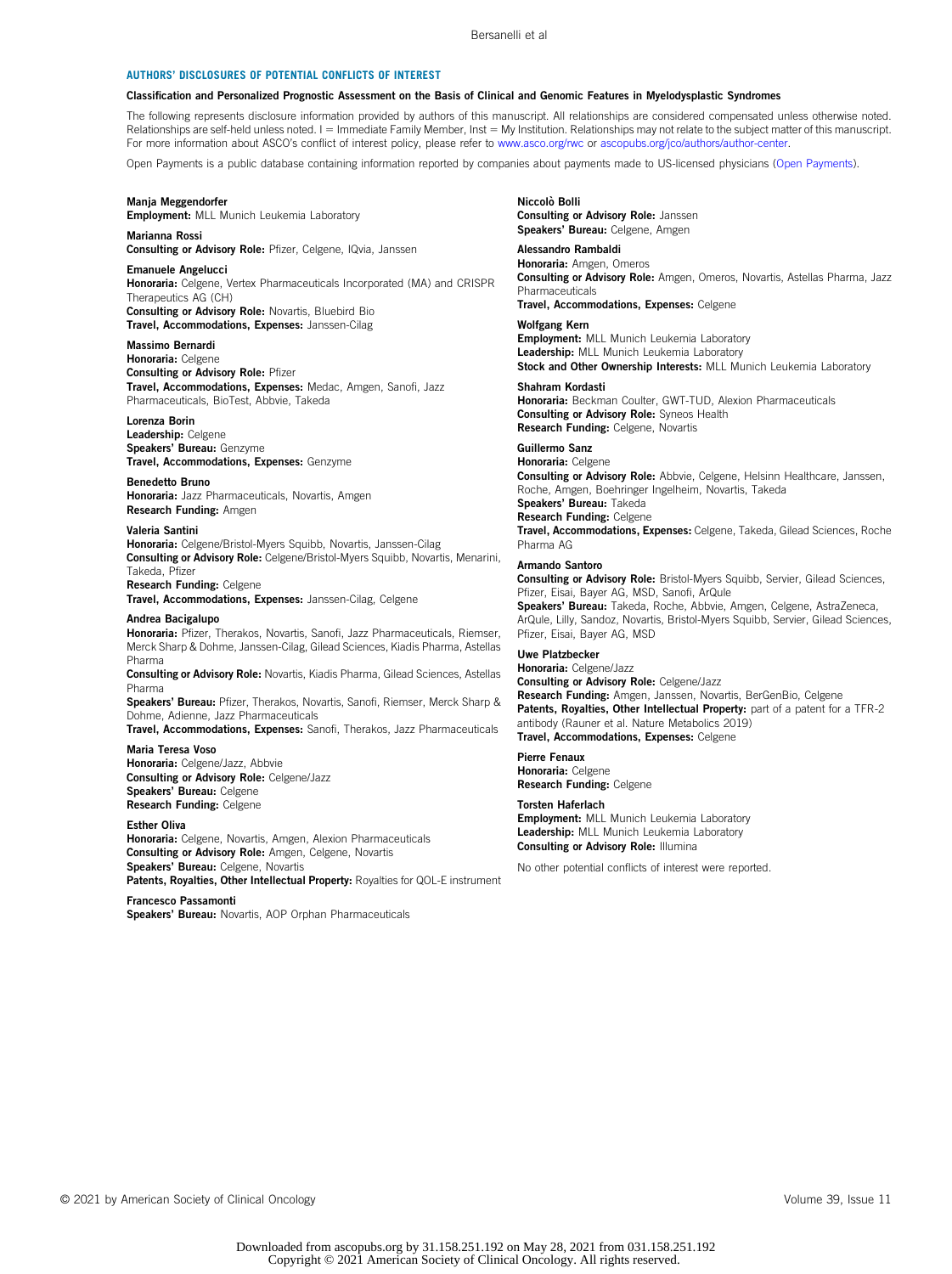## AUTHORS' DISCLOSURES OF POTENTIAL CONFLICTS OF INTEREST

### Classification and Personalized Prognostic Assessment on the Basis of Clinical and Genomic Features in Myelodysplastic Syndromes

The following represents disclosure information provided by authors of this manuscript. All relationships are considered compensated unless otherwise noted. Relationships are self-held unless noted. I = Immediate Family Member, Inst = My Institution. Relationships may not relate to the subject matter of this manuscript. For more information about ASCO's conflict of interest policy, please refer to www.asco.org/rwc or ascopubs.org/jco/authors/author-center.

Open Payments is a public database containing information reported by companies about payments made to US-licensed physicians (Open Payments).

**Manja Meggendorfer**
**Employment:** MLL Munich Leukemia Laboratory

**Marianna Rossi**
**Consulting or Advisory Role:** Pfizer, Celgene, IQvia, Janssen

**Emanuele Angelucci**
**Honoraria:** Celgene, Vertex Pharmaceuticals Incorporated (MA) and CRISPR Therapeutics AG (CH)
**Consulting or Advisory Role:** Novartis, Bluebird Bio
**Travel, Accommodations, Expenses:** Janssen-Cilag

**Massimo Bernardi**
**Honoraria:** Celgene
**Consulting or Advisory Role:** Pfizer
**Travel, Accommodations, Expenses:** Medac, Amgen, Sanofi, Jazz Pharmaceuticals, BioTest, Abbvie, Takeda

**Lorenza Borin**
**Leadership:** Celgene
**Speakers' Bureau:** Genzyme
**Travel, Accommodations, Expenses:** Genzyme

**Benedetto Bruno**
**Honoraria:** Jazz Pharmaceuticals, Novartis, Amgen
**Research Funding:** Amgen

**Valeria Santini**
**Honoraria:** Celgene/Bristol-Myers Squibb, Novartis, Janssen-Cilag
**Consulting or Advisory Role:** Celgene/Bristol-Myers Squibb, Novartis, Menarini, Takeda, Pfizer
**Research Funding:** Celgene
**Travel, Accommodations, Expenses:** Janssen-Cilag, Celgene

**Andrea Bacigalupo**
**Honoraria:** Pfizer, Therakos, Novartis, Sanofi, Jazz Pharmaceuticals, Riemser, Merck Sharp & Dohme, Janssen-Cilag, Gilead Sciences, Kiadis Pharma, Astellas Pharma
**Consulting or Advisory Role:** Novartis, Kiadis Pharma, Gilead Sciences, Astellas Pharma
**Speakers' Bureau:** Pfizer, Therakos, Novartis, Sanofi, Riemser, Merck Sharp & Dohme, Adienne, Jazz Pharmaceuticals
**Travel, Accommodations, Expenses:** Sanofi, Therakos, Jazz Pharmaceuticals

**Maria Teresa Voso**
**Honoraria:** Celgene/Jazz, Abbvie
**Consulting or Advisory Role:** Celgene/Jazz
**Speakers' Bureau:** Celgene
**Research Funding:** Celgene

**Esther Oliva**
**Honoraria:** Celgene, Novartis, Amgen, Alexion Pharmaceuticals
**Consulting or Advisory Role:** Amgen, Celgene, Novartis
**Speakers' Bureau:** Celgene, Novartis
**Patents, Royalties, Other Intellectual Property:** Royalties for QOL-E instrument

**Francesco Passamonti**
**Speakers' Bureau:** Novartis, AOP Orphan Pharmaceuticals

**Niccolò Bolli**
**Consulting or Advisory Role:** Janssen
**Speakers' Bureau:** Celgene, Amgen

**Alessandro Rambaldi**
**Honoraria:** Amgen, Omeros
**Consulting or Advisory Role:** Amgen, Omeros, Novartis, Astellas Pharma, Jazz Pharmaceuticals
**Travel, Accommodations, Expenses:** Celgene

**Wolfgang Kern**
**Employment:** MLL Munich Leukemia Laboratory
**Leadership:** MLL Munich Leukemia Laboratory
**Stock and Other Ownership Interests:** MLL Munich Leukemia Laboratory

**Shahram Kordasti**
**Honoraria:** Beckman Coulter, GWT-TUD, Alexion Pharmaceuticals
**Consulting or Advisory Role:** Syneos Health
**Research Funding:** Celgene, Novartis

**Guillermo Sanz**
**Honoraria:** Celgene
**Consulting or Advisory Role:** Abbvie, Celgene, Helsinn Healthcare, Janssen, Roche, Amgen, Boehringer Ingelheim, Novartis, Takeda
**Speakers' Bureau:** Takeda
**Research Funding:** Celgene
**Travel, Accommodations, Expenses:** Celgene, Takeda, Gilead Sciences, Roche Pharma AG

**Armando Santoro**
**Consulting or Advisory Role:** Bristol-Myers Squibb, Servier, Gilead Sciences, Pfizer, Eisai, Bayer AG, MSD, Sanofi, ArQule
**Speakers' Bureau:** Takeda, Roche, Abbvie, Amgen, Celgene, AstraZeneca, ArQule, Lilly, Sandoz, Novartis, Bristol-Myers Squibb, Servier, Gilead Sciences, Pfizer, Eisai, Bayer AG, MSD

**Uwe Platzbecker**
**Honoraria:** Celgene/Jazz
**Consulting or Advisory Role:** Celgene/Jazz
**Research Funding:** Amgen, Janssen, Novartis, BerGenBio, Celgene
**Patents, Royalties, Other Intellectual Property:** part of a patent for a TFR-2 antibody (Rauner et al. Nature Metabolics 2019)
**Travel, Accommodations, Expenses:** Celgene

**Pierre Fenaux**
**Honoraria:** Celgene
**Research Funding:** Celgene

**Torsten Haferlach**
**Employment:** MLL Munich Leukemia Laboratory
**Leadership:** MLL Munich Leukemia Laboratory
**Consulting or Advisory Role:** Illumina

No other potential conflicts of interest were reported.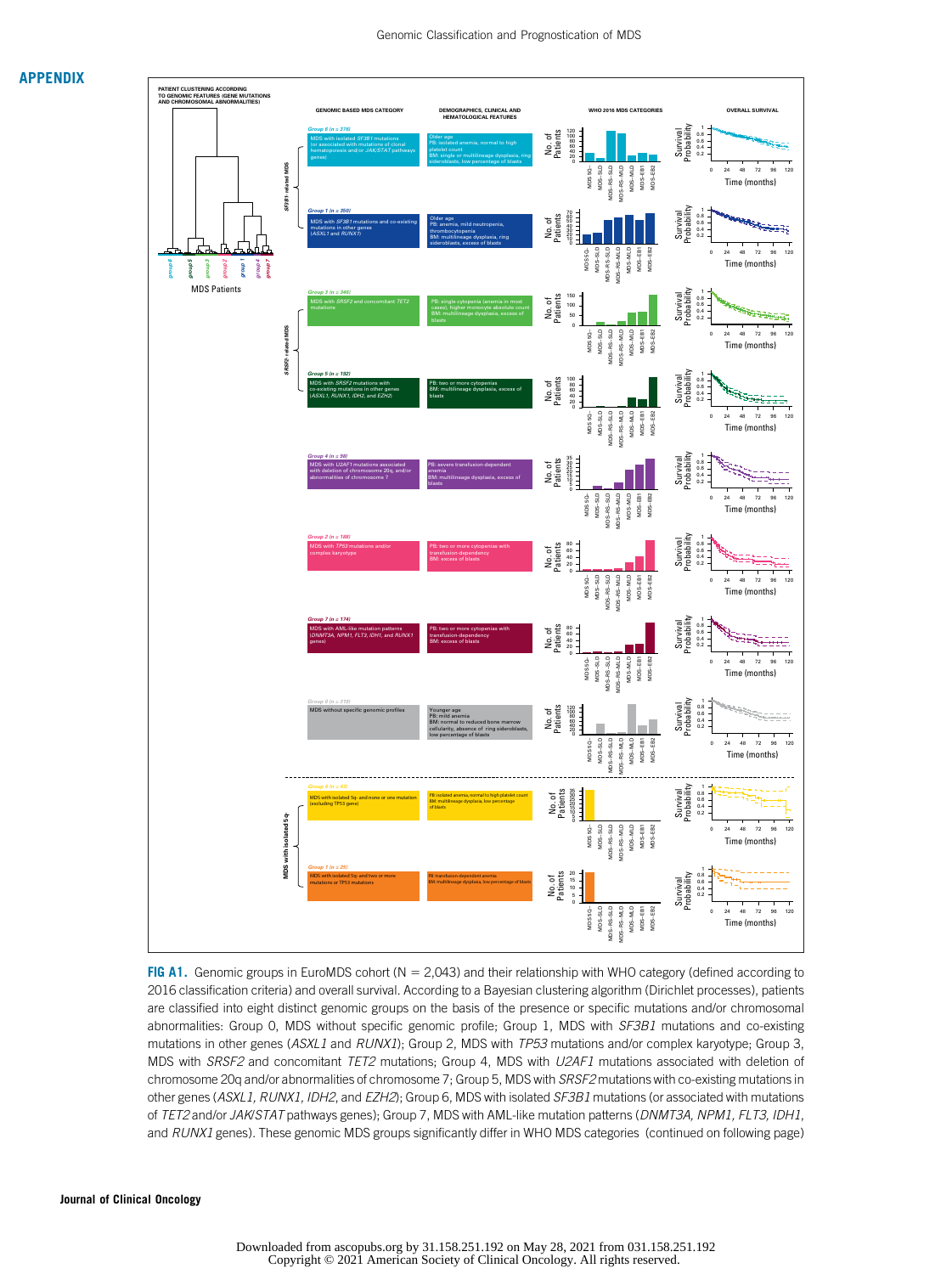# APPENDIX

**FIG A1.** Genomic groups in EuroMDS cohort (N = 2,043) and their relationship with WHO category (defined according to 2016 classification criteria) and overall survival. According to a Bayesian clustering algorithm (Dirichlet processes), patients are classified into eight distinct genomic groups on the basis of the presence or specific mutations and/or chromosomal abnormalities: Group 0, MDS without specific genomic profile; Group 1, MDS with *SF3B1* mutations and co-existing mutations in other genes (*ASXL1* and *RUNX1*); Group 2, MDS with *TP53* mutations and/or complex karyotype; Group 3, MDS with *SRSF2* and concomitant *TET2* mutations; Group 4, MDS with *U2AF1* mutations associated with deletion of chromosome 20q and/or abnormalities of chromosome 7; Group 5, MDS with isolated *SRSF2* mutations with co-existing mutations in other genes (*ASXL1, RUNX1, IDH2*, and *EZH2*); Group 6, MDS with isolated *SF3B1* mutations (or associated with mutations of *TET2* and/or *JAK/STAT* pathways genes); Group 7, MDS with AML-like mutation patterns (*DNMT3A, NPM1, FLT3, IDH1*, and *RUNX1* genes). These genomic MDS groups significantly differ in WHO MDS categories (continued on following page)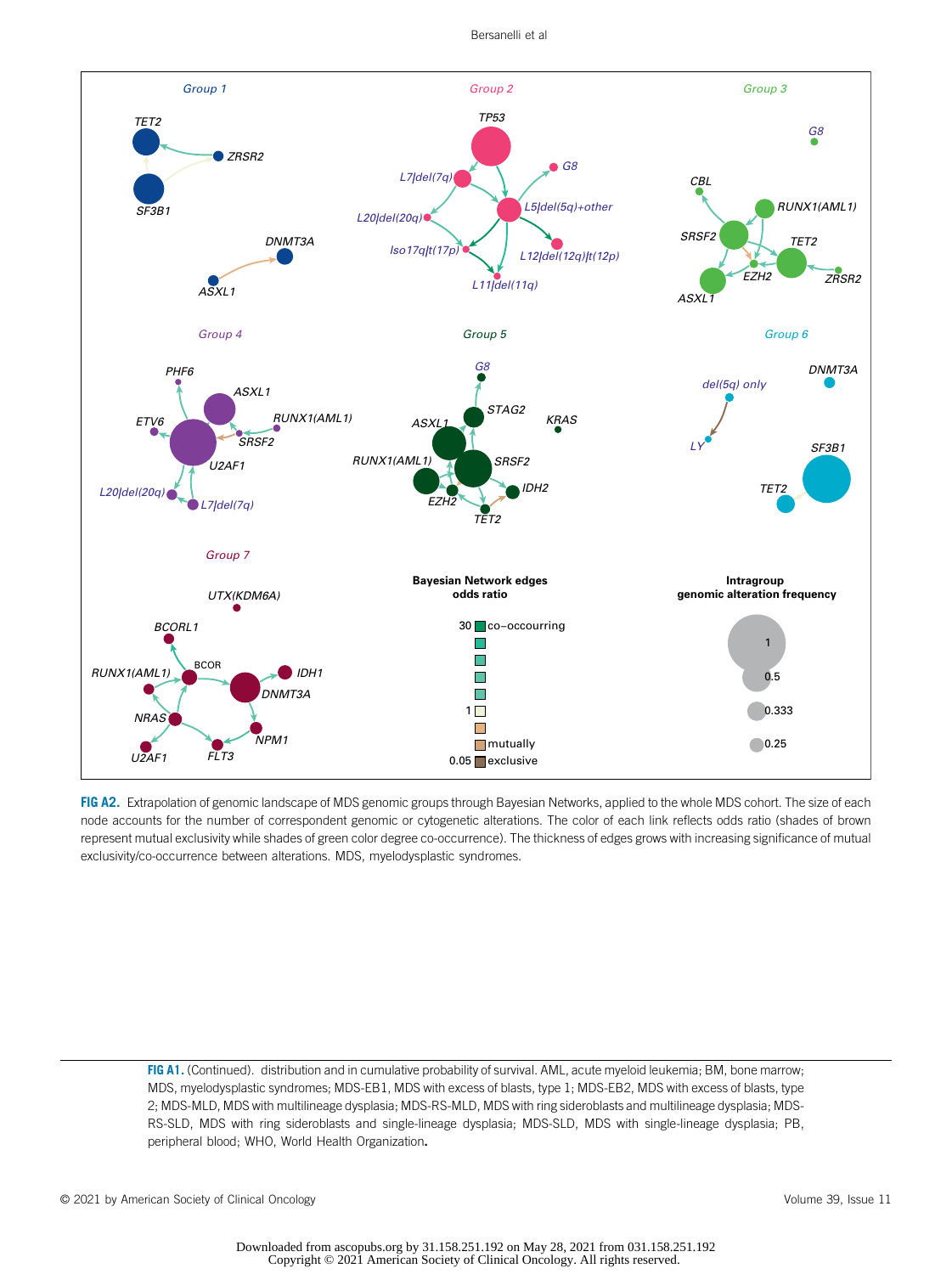FIG A2. Extrapolation of genomic landscape of MDS genomic groups through Bayesian Networks, applied to the whole MDS cohort. The size of each node accounts for the number of correspondent genomic or cytogenetic alterations. The color of each link reflects odds ratio (shades of brown represent mutual exclusivity while shades of green color degree co-occurrence). The thickness of edges grows with increasing significance of mutual exclusivity/co-occurrence between alterations. MDS, myelodysplastic syndromes.

FIG A1. (Continued). distribution and in cumulative probability of survival. AML, acute myeloid leukemia; BM, bone marrow; MDS, myelodysplastic syndromes; MDS-EB1, MDS with excess of blasts, type 1; MDS-EB2, MDS with excess of blasts, type 2; MDS-MLD, MDS with multilineage dysplasia; MDS-RS-MLD, MDS with ring sideroblasts and multilineage dysplasia; MDS-RS-SLD, MDS with ring sideroblasts and single-lineage dysplasia; MDS-SLD, MDS with single-lineage dysplasia; PB, peripheral blood; WHO, World Health Organization.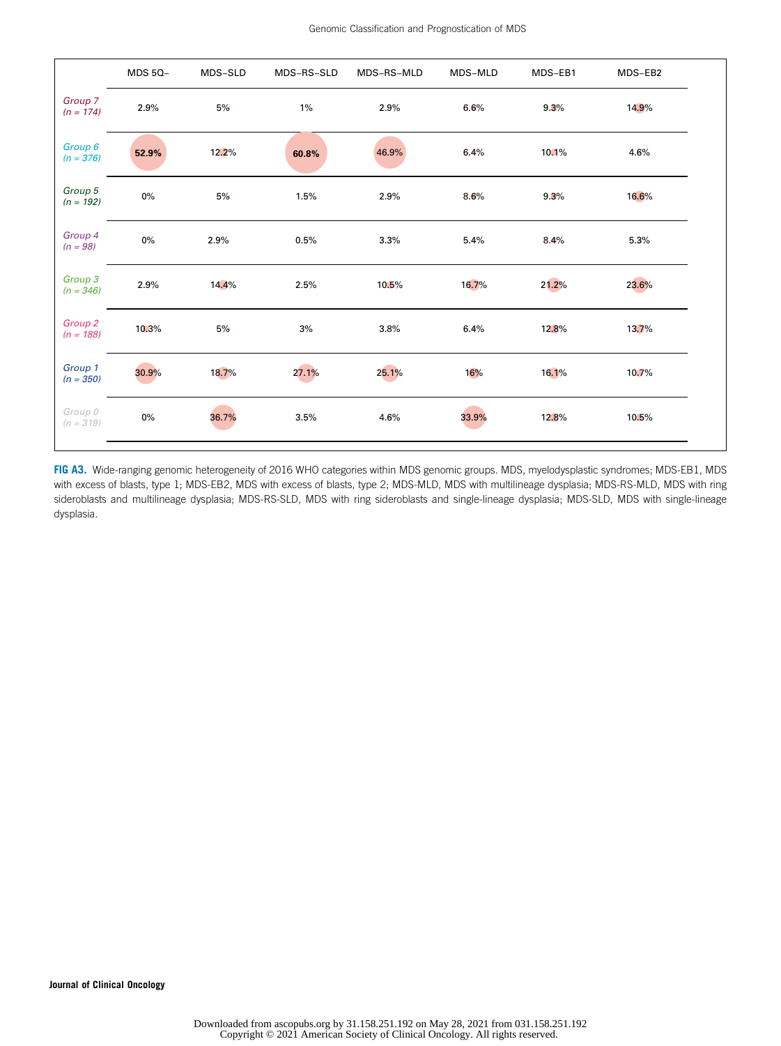| | MDS 5Q− | MDS−SLD | MDS−RS−SLD | MDS−RS−MLD | MDS−MLD | MDS−EB1 | MDS−EB2 |
|---|---|---|---|---|---|---|---|
| *Group 7 (n = 174)* | 2.9% | 5% | 1% | 2.9% | 6.6% | 9.3% | 14.9% |
| *Group 6 (n = 376)* | 52.9% | 12.2% | 60.8% | 46.9% | 6.4% | 10.1% | 4.6% |
| *Group 5 (n = 192)* | 0% | 5% | 1.5% | 2.9% | 8.6% | 9.3% | 16.6% |
| *Group 4 (n = 98)* | 0% | 2.9% | 0.5% | 3.3% | 5.4% | 8.4% | 5.3% |
| *Group 3 (n = 346)* | 2.9% | 14.4% | 2.5% | 10.5% | 16.7% | 21.2% | 23.6% |
| *Group 2 (n = 188)* | 10.3% | 5% | 3% | 3.8% | 6.4% | 12.8% | 13.7% |
| *Group 1 (n = 350)* | 30.9% | 18.7% | 27.1% | 25.1% | 16% | 16.1% | 10.7% |
| *Group 0 (n = 319)* | 0% | 36.7% | 3.5% | 4.6% | 33.9% | 12.8% | 10.5% |

**FIG A3.** Wide-ranging genomic heterogeneity of 2016 WHO categories within MDS genomic groups. MDS, myelodysplastic syndromes; MDS-EB1, MDS with excess of blasts, type 1; MDS-EB2, MDS with excess of blasts, type 2; MDS-MLD, MDS with multilineage dysplasia; MDS-RS-MLD, MDS with ring sideroblasts and multilineage dysplasia; MDS-RS-SLD, MDS with ring sideroblasts and single-lineage dysplasia; MDS-SLD, MDS with single-lineage dysplasia.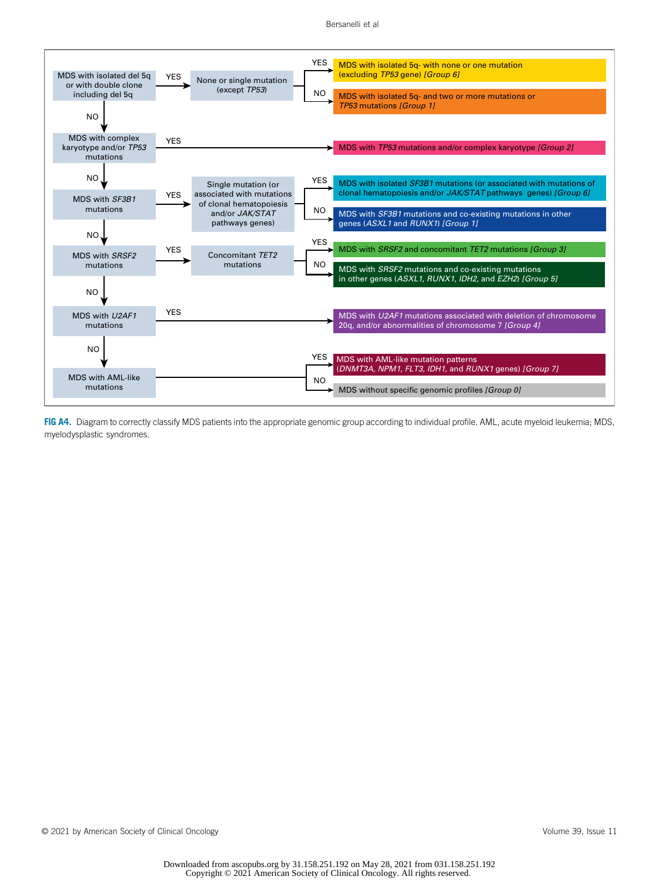MDS with isolated del 5q or with double clone including del 5q

YES

None or single mutation (except *TP53*)

YES

MDS with isolated 5q- with none or one mutation (excluding *TP53* gene) *[Group 6]*

NO

MDS with isolated 5q- and two or more mutations or *TP53* mutations *[Group 1]*

NO

MDS with complex karyotype and/or *TP53* mutations

YES

MDS with *TP53* mutations and/or complex karyotype *[Group 2]*

NO

MDS with *SF3B1* mutations

YES

Single mutation (or associated with mutations of clonal hematopoiesis and/or *JAK/STAT* pathways genes)

YES

MDS with isolated *SF3B1* mutations (or associated with mutations of clonal hematopoiesis and/or *JAK/STAT* pathways genes) *[Group 6]*

NO

MDS with *SF3B1* mutations and co-existing mutations in other genes (*ASXL1* and *RUNX1*) *[Group 1]*

NO

MDS with *SRSF2* mutations

YES

Concomitant *TET2* mutations

YES

MDS with *SRSF2* and concomitant *TET2* mutations *[Group 3]*

NO

MDS with *SRSF2* mutations and co-existing mutations in other genes (*ASXL1, RUNX1, IDH2,* and *EZH2*) *[Group 5]*

NO

MDS with *U2AF1* mutations

YES

MDS with *U2AF1* mutations associated with deletion of chromosome 20q, and/or abnormalities of chromosome 7 *[Group 4]*

NO

MDS with AML-like mutations

YES

MDS with AML-like mutation patterns (*DNMT3A, NPM1, FLT3, IDH1,* and *RUNX1* genes) *[Group 7]*

NO

MDS without specific genomic profiles *[Group 0]*

**FIG A4.** Diagram to correctly classify MDS patients into the appropriate genomic group according to individual profile. AML, acute myeloid leukemia; MDS, myelodysplastic syndromes.